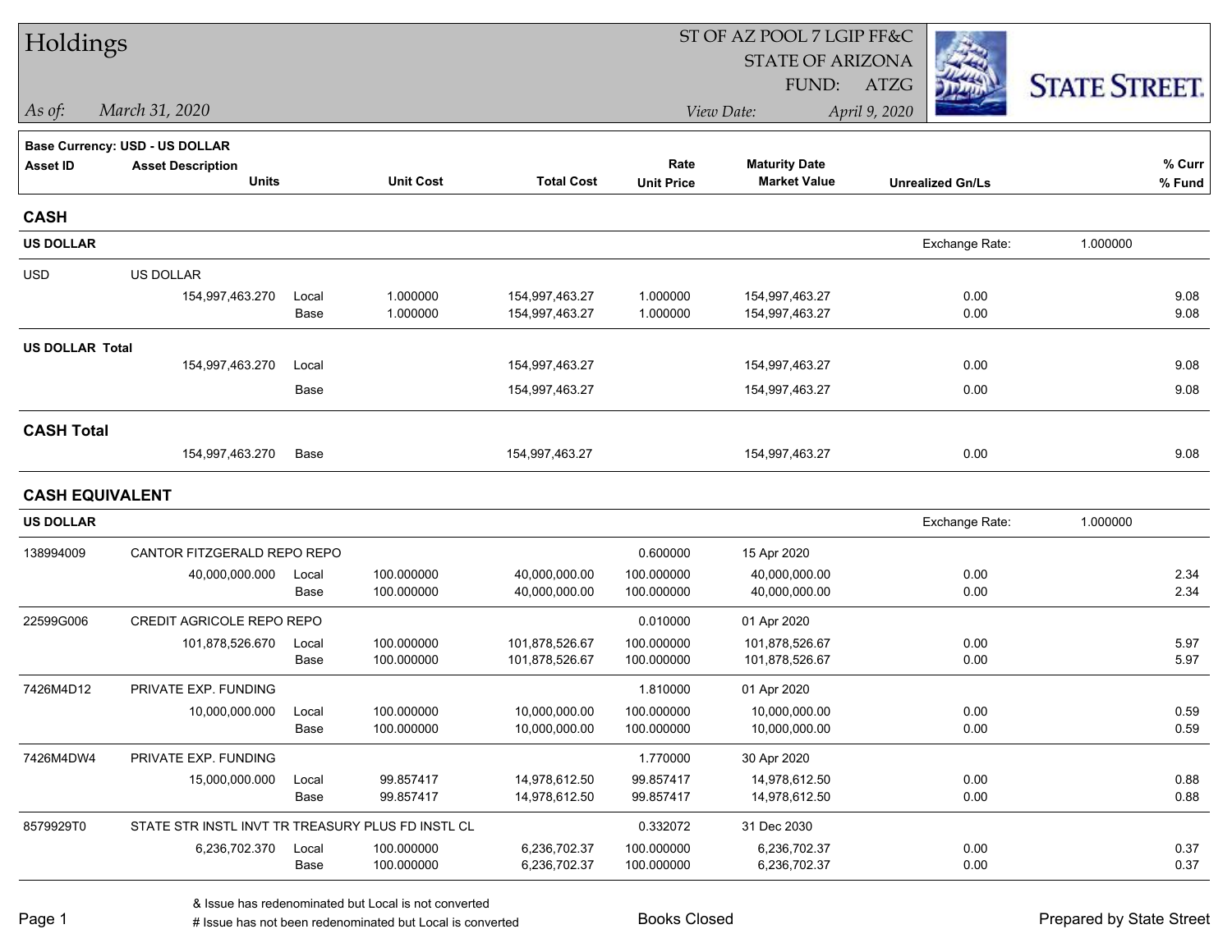# Holdings

ST OF AZ POOL 7 LGIP FF&C
STATE OF ARIZONA
FUND: ATZG

*As of:* *March 31, 2020*

*View Date:* *April 9, 2020*

STATE STREET.

**Base Currency: USD - US DOLLAR**

| Asset ID | Asset Description / Units | | Unit Cost | Total Cost | Rate / Unit Price | Maturity Date / Market Value | Unrealized Gn/Ls | % Curr / % Fund |
|---|---|---|---|---|---|---|---|---|
| **CASH** | | | | | | | | |
| **US DOLLAR** | | | | | | | Exchange Rate: 1.000000 | |
| USD | US DOLLAR | | | | | | | |
| | 154,997,463.270 | Local | 1.000000 | 154,997,463.27 | 1.000000 | 154,997,463.27 | 0.00 | 9.08 |
| | | Base | 1.000000 | 154,997,463.27 | 1.000000 | 154,997,463.27 | 0.00 | 9.08 |
| **US DOLLAR Total** | | | | | | | | |
| | 154,997,463.270 | Local | | 154,997,463.27 | | 154,997,463.27 | 0.00 | 9.08 |
| | | Base | | 154,997,463.27 | | 154,997,463.27 | 0.00 | 9.08 |
| **CASH Total** | | | | | | | | |
| | 154,997,463.270 | Base | | 154,997,463.27 | | 154,997,463.27 | 0.00 | 9.08 |
| **CASH EQUIVALENT** | | | | | | | | |
| **US DOLLAR** | | | | | | | Exchange Rate: 1.000000 | |
| 138994009 | CANTOR FITZGERALD REPO REPO | | | | 0.600000 | 15 Apr 2020 | | |
| | 40,000,000.000 | Local | 100.000000 | 40,000,000.00 | 100.000000 | 40,000,000.00 | 0.00 | 2.34 |
| | | Base | 100.000000 | 40,000,000.00 | 100.000000 | 40,000,000.00 | 0.00 | 2.34 |
| 22599G006 | CREDIT AGRICOLE REPO REPO | | | | 0.010000 | 01 Apr 2020 | | |
| | 101,878,526.670 | Local | 100.000000 | 101,878,526.67 | 100.000000 | 101,878,526.67 | 0.00 | 5.97 |
| | | Base | 100.000000 | 101,878,526.67 | 100.000000 | 101,878,526.67 | 0.00 | 5.97 |
| 7426M4D12 | PRIVATE EXP. FUNDING | | | | 1.810000 | 01 Apr 2020 | | |
| | 10,000,000.000 | Local | 100.000000 | 10,000,000.00 | 100.000000 | 10,000,000.00 | 0.00 | 0.59 |
| | | Base | 100.000000 | 10,000,000.00 | 100.000000 | 10,000,000.00 | 0.00 | 0.59 |
| 7426M4DW4 | PRIVATE EXP. FUNDING | | | | 1.770000 | 30 Apr 2020 | | |
| | 15,000,000.000 | Local | 99.857417 | 14,978,612.50 | 99.857417 | 14,978,612.50 | 0.00 | 0.88 |
| | | Base | 99.857417 | 14,978,612.50 | 99.857417 | 14,978,612.50 | 0.00 | 0.88 |
| 8579929T0 | STATE STR INSTL INVT TR TREASURY PLUS FD INSTL CL | | | | 0.332072 | 31 Dec 2030 | | |
| | 6,236,702.370 | Local | 100.000000 | 6,236,702.37 | 100.000000 | 6,236,702.37 | 0.00 | 0.37 |
| | | Base | 100.000000 | 6,236,702.37 | 100.000000 | 6,236,702.37 | 0.00 | 0.37 |

& Issue has redenominated but Local is not converted
# Issue has not been redenominated but Local is converted

Books Closed

Prepared by State Street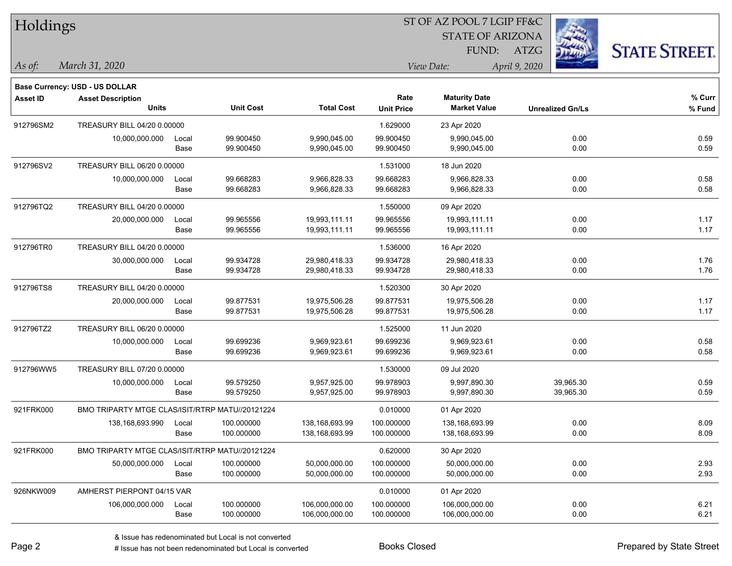# Holdings

ST OF AZ POOL 7 LGIP FF&C
STATE OF ARIZONA
FUND: ATZG

*As of:* *March 31, 2020*

*View Date:* *April 9, 2020*

**Base Currency: USD - US DOLLAR**

| Asset ID | Asset Description / Units | | Unit Cost | Total Cost | Rate / Unit Price | Maturity Date / Market Value | Unrealized Gn/Ls | % Curr / % Fund |
|---|---|---|---|---|---|---|---|---|
| 912796SM2 | TREASURY BILL 04/20 0.00000 | | | | 1.629000 | 23 Apr 2020 | | |
| | 10,000,000.000 | Local | 99.900450 | 9,990,045.00 | 99.900450 | 9,990,045.00 | 0.00 | 0.59 |
| | | Base | 99.900450 | 9,990,045.00 | 99.900450 | 9,990,045.00 | 0.00 | 0.59 |
| 912796SV2 | TREASURY BILL 06/20 0.00000 | | | | 1.531000 | 18 Jun 2020 | | |
| | 10,000,000.000 | Local | 99.668283 | 9,966,828.33 | 99.668283 | 9,966,828.33 | 0.00 | 0.58 |
| | | Base | 99.668283 | 9,966,828.33 | 99.668283 | 9,966,828.33 | 0.00 | 0.58 |
| 912796TQ2 | TREASURY BILL 04/20 0.00000 | | | | 1.550000 | 09 Apr 2020 | | |
| | 20,000,000.000 | Local | 99.965556 | 19,993,111.11 | 99.965556 | 19,993,111.11 | 0.00 | 1.17 |
| | | Base | 99.965556 | 19,993,111.11 | 99.965556 | 19,993,111.11 | 0.00 | 1.17 |
| 912796TR0 | TREASURY BILL 04/20 0.00000 | | | | 1.536000 | 16 Apr 2020 | | |
| | 30,000,000.000 | Local | 99.934728 | 29,980,418.33 | 99.934728 | 29,980,418.33 | 0.00 | 1.76 |
| | | Base | 99.934728 | 29,980,418.33 | 99.934728 | 29,980,418.33 | 0.00 | 1.76 |
| 912796TS8 | TREASURY BILL 04/20 0.00000 | | | | 1.520300 | 30 Apr 2020 | | |
| | 20,000,000.000 | Local | 99.877531 | 19,975,506.28 | 99.877531 | 19,975,506.28 | 0.00 | 1.17 |
| | | Base | 99.877531 | 19,975,506.28 | 99.877531 | 19,975,506.28 | 0.00 | 1.17 |
| 912796TZ2 | TREASURY BILL 06/20 0.00000 | | | | 1.525000 | 11 Jun 2020 | | |
| | 10,000,000.000 | Local | 99.699236 | 9,969,923.61 | 99.699236 | 9,969,923.61 | 0.00 | 0.58 |
| | | Base | 99.699236 | 9,969,923.61 | 99.699236 | 9,969,923.61 | 0.00 | 0.58 |
| 912796WW5 | TREASURY BILL 07/20 0.00000 | | | | 1.530000 | 09 Jul 2020 | | |
| | 10,000,000.000 | Local | 99.579250 | 9,957,925.00 | 99.978903 | 9,997,890.30 | 39,965.30 | 0.59 |
| | | Base | 99.579250 | 9,957,925.00 | 99.978903 | 9,997,890.30 | 39,965.30 | 0.59 |
| 921FRK000 | BMO TRIPARTY MTGE CLAS/ISIT/RTRP MATU//20121224 | | | | 0.010000 | 01 Apr 2020 | | |
| | 138,168,693.990 | Local | 100.000000 | 138,168,693.99 | 100.000000 | 138,168,693.99 | 0.00 | 8.09 |
| | | Base | 100.000000 | 138,168,693.99 | 100.000000 | 138,168,693.99 | 0.00 | 8.09 |
| 921FRK000 | BMO TRIPARTY MTGE CLAS/ISIT/RTRP MATU//20121224 | | | | 0.620000 | 30 Apr 2020 | | |
| | 50,000,000.000 | Local | 100.000000 | 50,000,000.00 | 100.000000 | 50,000,000.00 | 0.00 | 2.93 |
| | | Base | 100.000000 | 50,000,000.00 | 100.000000 | 50,000,000.00 | 0.00 | 2.93 |
| 926NKW009 | AMHERST PIERPONT 04/15 VAR | | | | 0.010000 | 01 Apr 2020 | | |
| | 106,000,000.000 | Local | 100.000000 | 106,000,000.00 | 100.000000 | 106,000,000.00 | 0.00 | 6.21 |
| | | Base | 100.000000 | 106,000,000.00 | 100.000000 | 106,000,000.00 | 0.00 | 6.21 |

& Issue has redenominated but Local is not converted
# Issue has not been redenominated but Local is converted

Books Closed

Prepared by State Street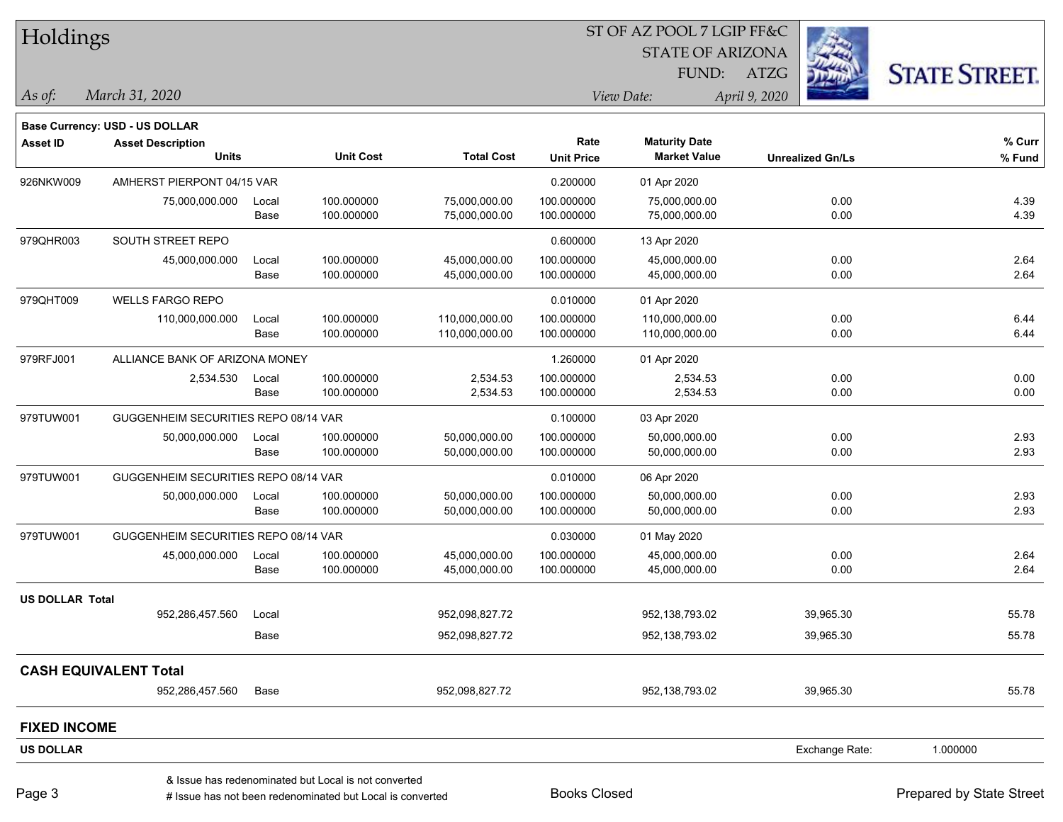# Holdings

ST OF AZ POOL 7 LGIP FF&C
STATE OF ARIZONA
FUND: ATZG

*As of:* *March 31, 2020*
*View Date:* *April 9, 2020*

**Base Currency: USD - US DOLLAR**

| Asset ID | Asset Description / Units | | Unit Cost | Total Cost | Rate / Unit Price | Maturity Date / Market Value | Unrealized Gn/Ls | % Curr / % Fund |
|---|---|---|---|---|---|---|---|---|
| 926NKW009 | AMHERST PIERPONT 04/15 VAR | | | | 0.200000 | 01 Apr 2020 | | |
| | 75,000,000.000 | Local | 100.000000 | 75,000,000.00 | 100.000000 | 75,000,000.00 | 0.00 | 4.39 |
| | | Base | 100.000000 | 75,000,000.00 | 100.000000 | 75,000,000.00 | 0.00 | 4.39 |
| 979QHR003 | SOUTH STREET REPO | | | | 0.600000 | 13 Apr 2020 | | |
| | 45,000,000.000 | Local | 100.000000 | 45,000,000.00 | 100.000000 | 45,000,000.00 | 0.00 | 2.64 |
| | | Base | 100.000000 | 45,000,000.00 | 100.000000 | 45,000,000.00 | 0.00 | 2.64 |
| 979QHT009 | WELLS FARGO REPO | | | | 0.010000 | 01 Apr 2020 | | |
| | 110,000,000.000 | Local | 100.000000 | 110,000,000.00 | 100.000000 | 110,000,000.00 | 0.00 | 6.44 |
| | | Base | 100.000000 | 110,000,000.00 | 100.000000 | 110,000,000.00 | 0.00 | 6.44 |
| 979RFJ001 | ALLIANCE BANK OF ARIZONA MONEY | | | | 1.260000 | 01 Apr 2020 | | |
| | 2,534.530 | Local | 100.000000 | 2,534.53 | 100.000000 | 2,534.53 | 0.00 | 0.00 |
| | | Base | 100.000000 | 2,534.53 | 100.000000 | 2,534.53 | 0.00 | 0.00 |
| 979TUW001 | GUGGENHEIM SECURITIES REPO 08/14 VAR | | | | 0.100000 | 03 Apr 2020 | | |
| | 50,000,000.000 | Local | 100.000000 | 50,000,000.00 | 100.000000 | 50,000,000.00 | 0.00 | 2.93 |
| | | Base | 100.000000 | 50,000,000.00 | 100.000000 | 50,000,000.00 | 0.00 | 2.93 |
| 979TUW001 | GUGGENHEIM SECURITIES REPO 08/14 VAR | | | | 0.010000 | 06 Apr 2020 | | |
| | 50,000,000.000 | Local | 100.000000 | 50,000,000.00 | 100.000000 | 50,000,000.00 | 0.00 | 2.93 |
| | | Base | 100.000000 | 50,000,000.00 | 100.000000 | 50,000,000.00 | 0.00 | 2.93 |
| 979TUW001 | GUGGENHEIM SECURITIES REPO 08/14 VAR | | | | 0.030000 | 01 May 2020 | | |
| | 45,000,000.000 | Local | 100.000000 | 45,000,000.00 | 100.000000 | 45,000,000.00 | 0.00 | 2.64 |
| | | Base | 100.000000 | 45,000,000.00 | 100.000000 | 45,000,000.00 | 0.00 | 2.64 |
| **US DOLLAR Total** | | | | | | | | |
| | 952,286,457.560 | Local | | 952,098,827.72 | | 952,138,793.02 | 39,965.30 | 55.78 |
| | | Base | | 952,098,827.72 | | 952,138,793.02 | 39,965.30 | 55.78 |
| **CASH EQUIVALENT Total** | | | | | | | | |
| | 952,286,457.560 | Base | | 952,098,827.72 | | 952,138,793.02 | 39,965.30 | 55.78 |

## FIXED INCOME

**US DOLLAR** — Exchange Rate: 1.000000

& Issue has redenominated but Local is not converted
# Issue has not been redenominated but Local is converted

Books Closed

Prepared by State Street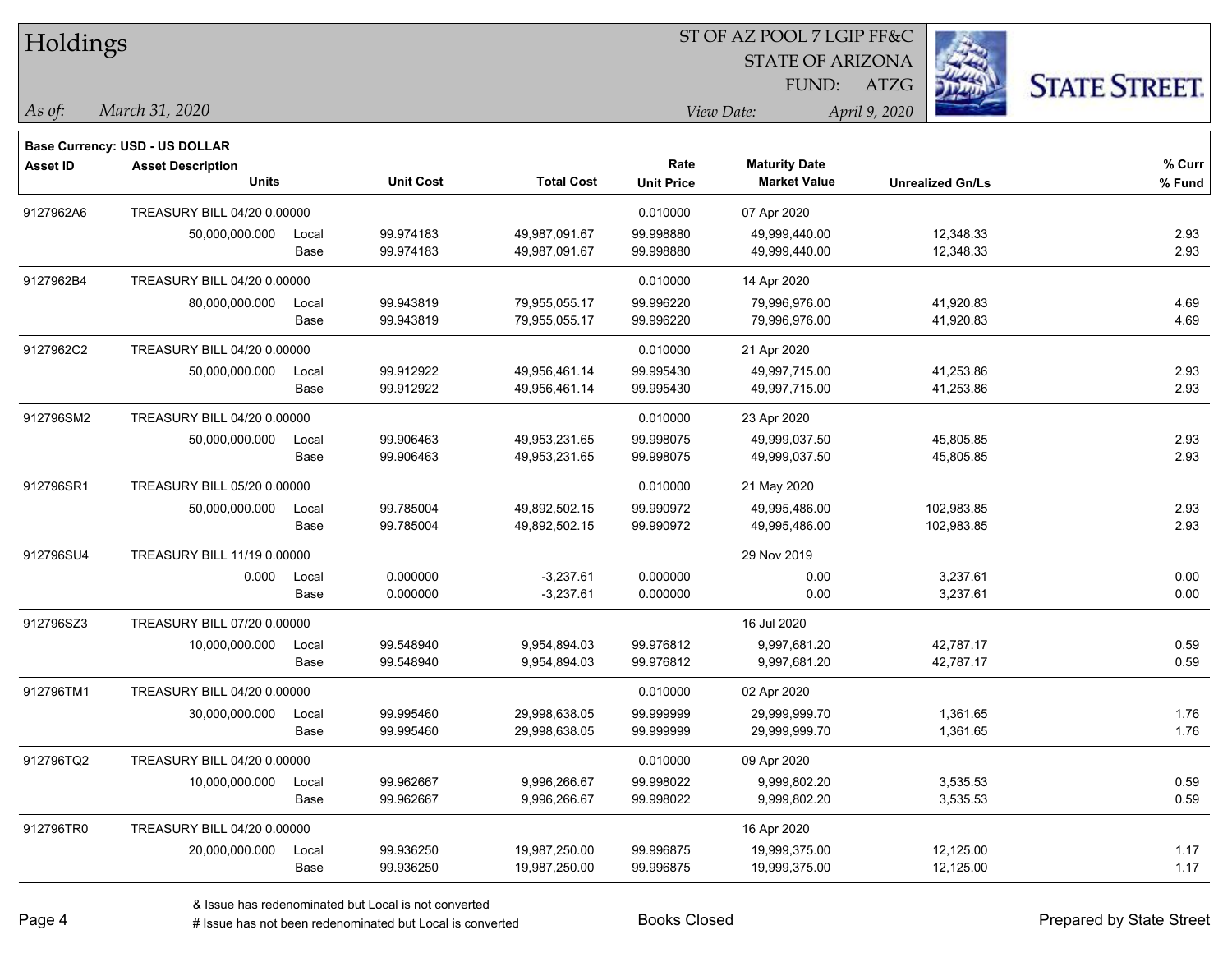# Holdings

ST OF AZ POOL 7 LGIP FF&C
STATE OF ARIZONA
FUND: ATZG

*As of:* *March 31, 2020*

*View Date:* *April 9, 2020*

**Base Currency: USD - US DOLLAR**

| Asset ID | Asset Description / Units | | Unit Cost | Total Cost | Rate / Unit Price | Maturity Date / Market Value | Unrealized Gn/Ls | % Curr / % Fund |
|---|---|---|---|---|---|---|---|---|
| 9127962A6 | TREASURY BILL 04/20 0.00000 | | | | 0.010000 | 07 Apr 2020 | | |
| | 50,000,000.000 | Local | 99.974183 | 49,987,091.67 | 99.998880 | 49,999,440.00 | 12,348.33 | 2.93 |
| | | Base | 99.974183 | 49,987,091.67 | 99.998880 | 49,999,440.00 | 12,348.33 | 2.93 |
| 9127962B4 | TREASURY BILL 04/20 0.00000 | | | | 0.010000 | 14 Apr 2020 | | |
| | 80,000,000.000 | Local | 99.943819 | 79,955,055.17 | 99.996220 | 79,996,976.00 | 41,920.83 | 4.69 |
| | | Base | 99.943819 | 79,955,055.17 | 99.996220 | 79,996,976.00 | 41,920.83 | 4.69 |
| 9127962C2 | TREASURY BILL 04/20 0.00000 | | | | 0.010000 | 21 Apr 2020 | | |
| | 50,000,000.000 | Local | 99.912922 | 49,956,461.14 | 99.995430 | 49,997,715.00 | 41,253.86 | 2.93 |
| | | Base | 99.912922 | 49,956,461.14 | 99.995430 | 49,997,715.00 | 41,253.86 | 2.93 |
| 912796SM2 | TREASURY BILL 04/20 0.00000 | | | | 0.010000 | 23 Apr 2020 | | |
| | 50,000,000.000 | Local | 99.906463 | 49,953,231.65 | 99.998075 | 49,999,037.50 | 45,805.85 | 2.93 |
| | | Base | 99.906463 | 49,953,231.65 | 99.998075 | 49,999,037.50 | 45,805.85 | 2.93 |
| 912796SR1 | TREASURY BILL 05/20 0.00000 | | | | 0.010000 | 21 May 2020 | | |
| | 50,000,000.000 | Local | 99.785004 | 49,892,502.15 | 99.990972 | 49,995,486.00 | 102,983.85 | 2.93 |
| | | Base | 99.785004 | 49,892,502.15 | 99.990972 | 49,995,486.00 | 102,983.85 | 2.93 |
| 912796SU4 | TREASURY BILL 11/19 0.00000 | | | | | 29 Nov 2019 | | |
| | 0.000 | Local | 0.000000 | -3,237.61 | 0.000000 | 0.00 | 3,237.61 | 0.00 |
| | | Base | 0.000000 | -3,237.61 | 0.000000 | 0.00 | 3,237.61 | 0.00 |
| 912796SZ3 | TREASURY BILL 07/20 0.00000 | | | | | 16 Jul 2020 | | |
| | 10,000,000.000 | Local | 99.548940 | 9,954,894.03 | 99.976812 | 9,997,681.20 | 42,787.17 | 0.59 |
| | | Base | 99.548940 | 9,954,894.03 | 99.976812 | 9,997,681.20 | 42,787.17 | 0.59 |
| 912796TM1 | TREASURY BILL 04/20 0.00000 | | | | 0.010000 | 02 Apr 2020 | | |
| | 30,000,000.000 | Local | 99.995460 | 29,998,638.05 | 99.999999 | 29,999,999.70 | 1,361.65 | 1.76 |
| | | Base | 99.995460 | 29,998,638.05 | 99.999999 | 29,999,999.70 | 1,361.65 | 1.76 |
| 912796TQ2 | TREASURY BILL 04/20 0.00000 | | | | 0.010000 | 09 Apr 2020 | | |
| | 10,000,000.000 | Local | 99.962667 | 9,996,266.67 | 99.998022 | 9,999,802.20 | 3,535.53 | 0.59 |
| | | Base | 99.962667 | 9,996,266.67 | 99.998022 | 9,999,802.20 | 3,535.53 | 0.59 |
| 912796TR0 | TREASURY BILL 04/20 0.00000 | | | | | 16 Apr 2020 | | |
| | 20,000,000.000 | Local | 99.936250 | 19,987,250.00 | 99.996875 | 19,999,375.00 | 12,125.00 | 1.17 |
| | | Base | 99.936250 | 19,987,250.00 | 99.996875 | 19,999,375.00 | 12,125.00 | 1.17 |

& Issue has redenominated but Local is not converted
# Issue has not been redenominated but Local is converted

Books Closed

Prepared by State Street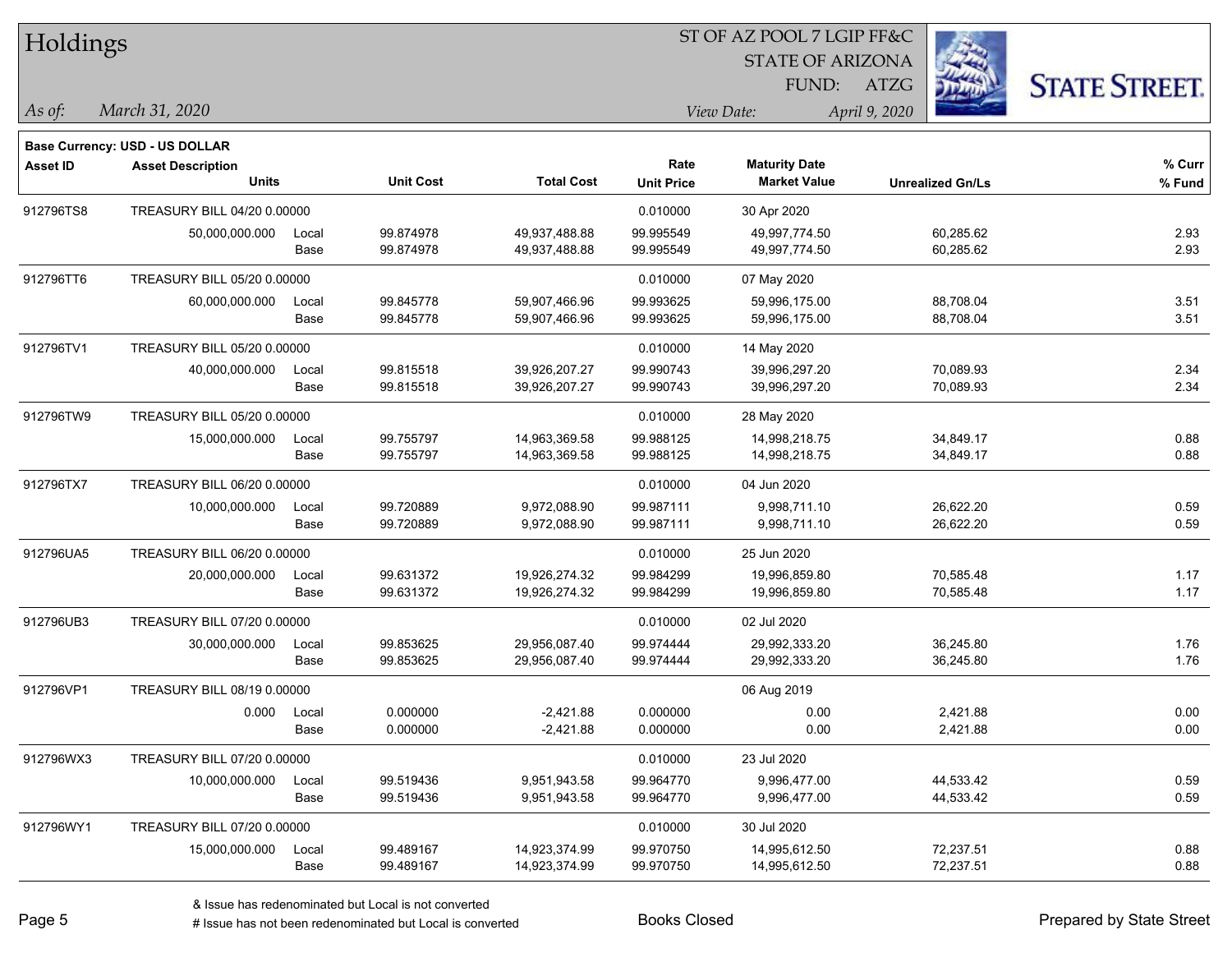# Holdings

ST OF AZ POOL 7 LGIP FF&C
STATE OF ARIZONA
FUND: ATZG

*As of:* *March 31, 2020*
*View Date:* *April 9, 2020*

**Base Currency: USD - US DOLLAR**

| Asset ID | Asset Description / Units | | Unit Cost | Total Cost | Rate / Unit Price | Maturity Date / Market Value | Unrealized Gn/Ls | % Curr / % Fund |
|---|---|---|---|---|---|---|---|---|
| 912796TS8 | TREASURY BILL 04/20 0.00000 | | | | 0.010000 | 30 Apr 2020 | | |
| | 50,000,000.000 | Local | 99.874978 | 49,937,488.88 | 99.995549 | 49,997,774.50 | 60,285.62 | 2.93 |
| | | Base | 99.874978 | 49,937,488.88 | 99.995549 | 49,997,774.50 | 60,285.62 | 2.93 |
| 912796TT6 | TREASURY BILL 05/20 0.00000 | | | | 0.010000 | 07 May 2020 | | |
| | 60,000,000.000 | Local | 99.845778 | 59,907,466.96 | 99.993625 | 59,996,175.00 | 88,708.04 | 3.51 |
| | | Base | 99.845778 | 59,907,466.96 | 99.993625 | 59,996,175.00 | 88,708.04 | 3.51 |
| 912796TV1 | TREASURY BILL 05/20 0.00000 | | | | 0.010000 | 14 May 2020 | | |
| | 40,000,000.000 | Local | 99.815518 | 39,926,207.27 | 99.990743 | 39,996,297.20 | 70,089.93 | 2.34 |
| | | Base | 99.815518 | 39,926,207.27 | 99.990743 | 39,996,297.20 | 70,089.93 | 2.34 |
| 912796TW9 | TREASURY BILL 05/20 0.00000 | | | | 0.010000 | 28 May 2020 | | |
| | 15,000,000.000 | Local | 99.755797 | 14,963,369.58 | 99.988125 | 14,998,218.75 | 34,849.17 | 0.88 |
| | | Base | 99.755797 | 14,963,369.58 | 99.988125 | 14,998,218.75 | 34,849.17 | 0.88 |
| 912796TX7 | TREASURY BILL 06/20 0.00000 | | | | 0.010000 | 04 Jun 2020 | | |
| | 10,000,000.000 | Local | 99.720889 | 9,972,088.90 | 99.987111 | 9,998,711.10 | 26,622.20 | 0.59 |
| | | Base | 99.720889 | 9,972,088.90 | 99.987111 | 9,998,711.10 | 26,622.20 | 0.59 |
| 912796UA5 | TREASURY BILL 06/20 0.00000 | | | | 0.010000 | 25 Jun 2020 | | |
| | 20,000,000.000 | Local | 99.631372 | 19,926,274.32 | 99.984299 | 19,996,859.80 | 70,585.48 | 1.17 |
| | | Base | 99.631372 | 19,926,274.32 | 99.984299 | 19,996,859.80 | 70,585.48 | 1.17 |
| 912796UB3 | TREASURY BILL 07/20 0.00000 | | | | 0.010000 | 02 Jul 2020 | | |
| | 30,000,000.000 | Local | 99.853625 | 29,956,087.40 | 99.974444 | 29,992,333.20 | 36,245.80 | 1.76 |
| | | Base | 99.853625 | 29,956,087.40 | 99.974444 | 29,992,333.20 | 36,245.80 | 1.76 |
| 912796VP1 | TREASURY BILL 08/19 0.00000 | | | | | 06 Aug 2019 | | |
| | 0.000 | Local | 0.000000 | -2,421.88 | 0.000000 | 0.00 | 2,421.88 | 0.00 |
| | | Base | 0.000000 | -2,421.88 | 0.000000 | 0.00 | 2,421.88 | 0.00 |
| 912796WX3 | TREASURY BILL 07/20 0.00000 | | | | 0.010000 | 23 Jul 2020 | | |
| | 10,000,000.000 | Local | 99.519436 | 9,951,943.58 | 99.964770 | 9,996,477.00 | 44,533.42 | 0.59 |
| | | Base | 99.519436 | 9,951,943.58 | 99.964770 | 9,996,477.00 | 44,533.42 | 0.59 |
| 912796WY1 | TREASURY BILL 07/20 0.00000 | | | | 0.010000 | 30 Jul 2020 | | |
| | 15,000,000.000 | Local | 99.489167 | 14,923,374.99 | 99.970750 | 14,995,612.50 | 72,237.51 | 0.88 |
| | | Base | 99.489167 | 14,923,374.99 | 99.970750 | 14,995,612.50 | 72,237.51 | 0.88 |

& Issue has redenominated but Local is not converted
# Issue has not been redenominated but Local is converted

Books Closed

Prepared by State Street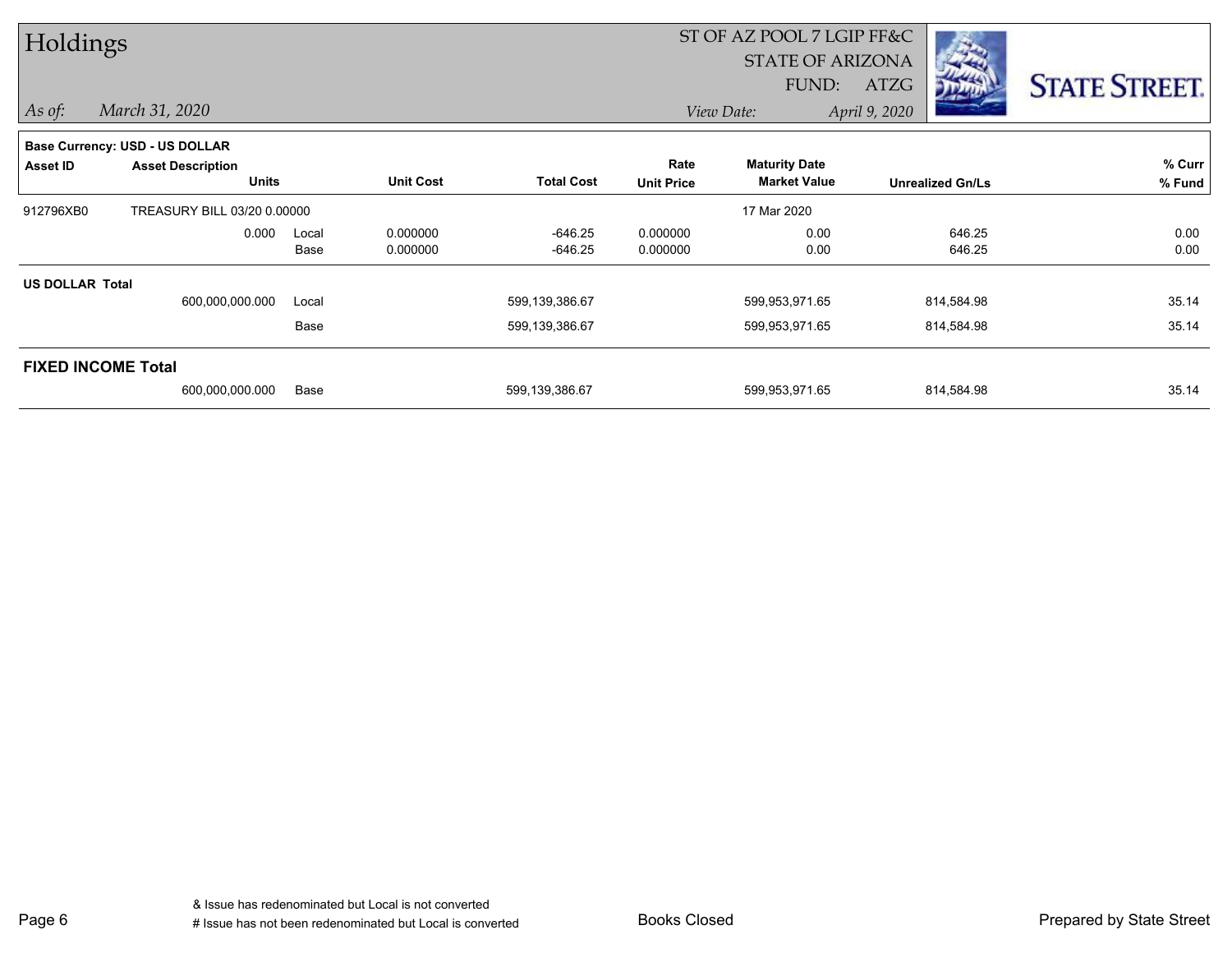# Holdings

ST OF AZ POOL 7 LGIP FF&C
STATE OF ARIZONA
FUND: ATZG

*As of:* *March 31, 2020*

*View Date:* *April 9, 2020*

STATE STREET.

**Base Currency: USD - US DOLLAR**

| Asset ID | Asset Description / Units | | Unit Cost | Total Cost | Rate / Unit Price | Maturity Date / Market Value | Unrealized Gn/Ls | % Curr / % Fund |
|---|---|---|---|---|---|---|---|---|
| 912796XB0 | TREASURY BILL 03/20 0.00000 | | | | | 17 Mar 2020 | | |
| | 0.000 | Local | 0.000000 | -646.25 | 0.000000 | 0.00 | 646.25 | 0.00 |
| | | Base | 0.000000 | -646.25 | 0.000000 | 0.00 | 646.25 | 0.00 |
| **US DOLLAR Total** | | | | | | | | |
| | 600,000,000.000 | Local | | 599,139,386.67 | | 599,953,971.65 | 814,584.98 | 35.14 |
| | | Base | | 599,139,386.67 | | 599,953,971.65 | 814,584.98 | 35.14 |
| **FIXED INCOME Total** | | | | | | | | |
| | 600,000,000.000 | Base | | 599,139,386.67 | | 599,953,971.65 | 814,584.98 | 35.14 |

& Issue has redenominated but Local is not converted
# Issue has not been redenominated but Local is converted

Books Closed

Prepared by State Street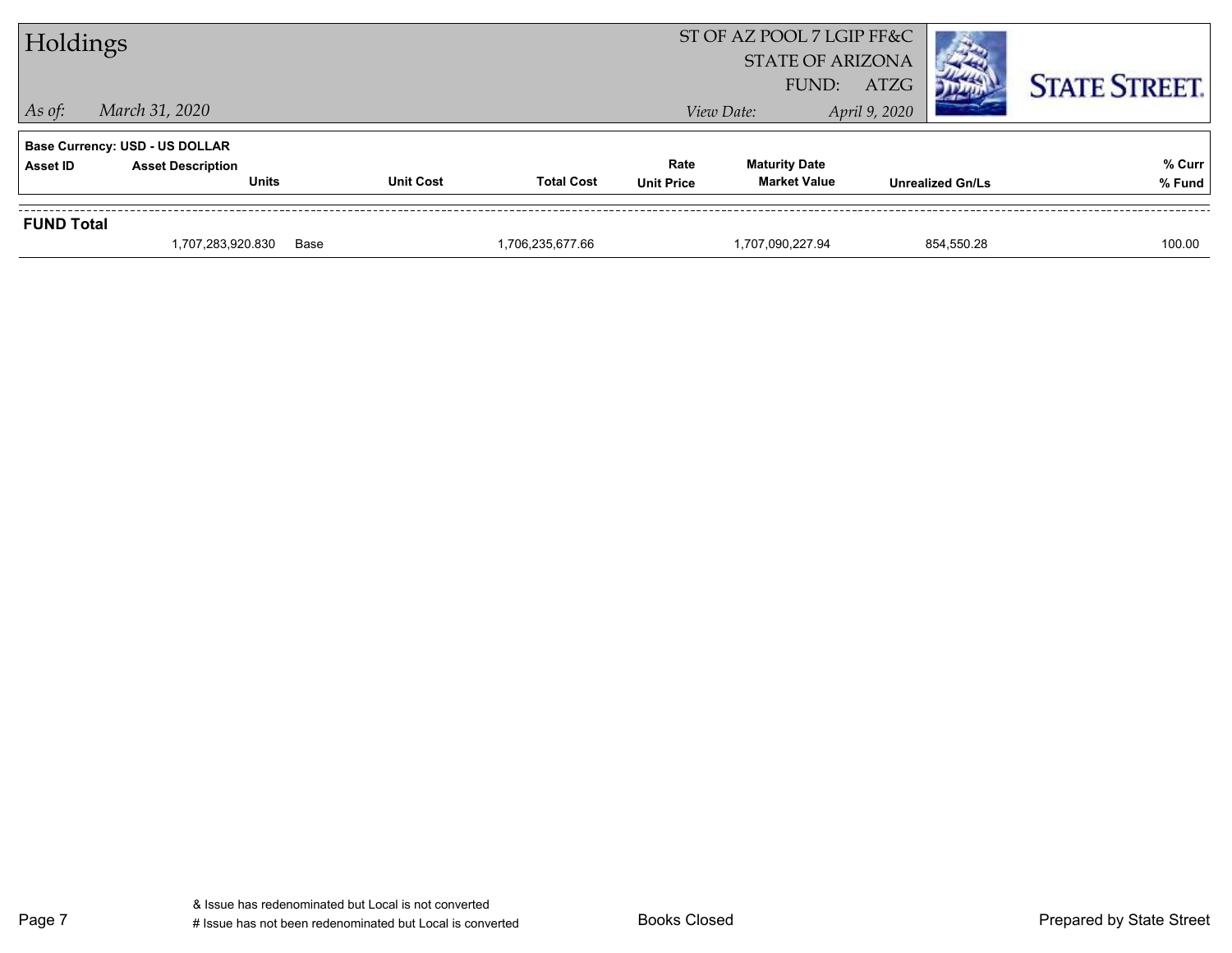# Holdings

ST OF AZ POOL 7 LGIP FF&C
STATE OF ARIZONA
FUND: ATZG

*As of:* *March 31, 2020*

*View Date:* *April 9, 2020*

**Base Currency: USD - US DOLLAR**

| Asset ID | Asset Description / Units | | Unit Cost | Total Cost | Rate / Unit Price | Maturity Date / Market Value | Unrealized Gn/Ls | % Curr / % Fund |
|---|---|---|---|---|---|---|---|---|
| **FUND Total** | | | | | | | | |
| | 1,707,283,920.830 | Base | | 1,706,235,677.66 | | 1,707,090,227.94 | 854,550.28 | 100.00 |

& Issue has redenominated but Local is not converted
# Issue has not been redenominated but Local is converted

Books Closed

Prepared by State Street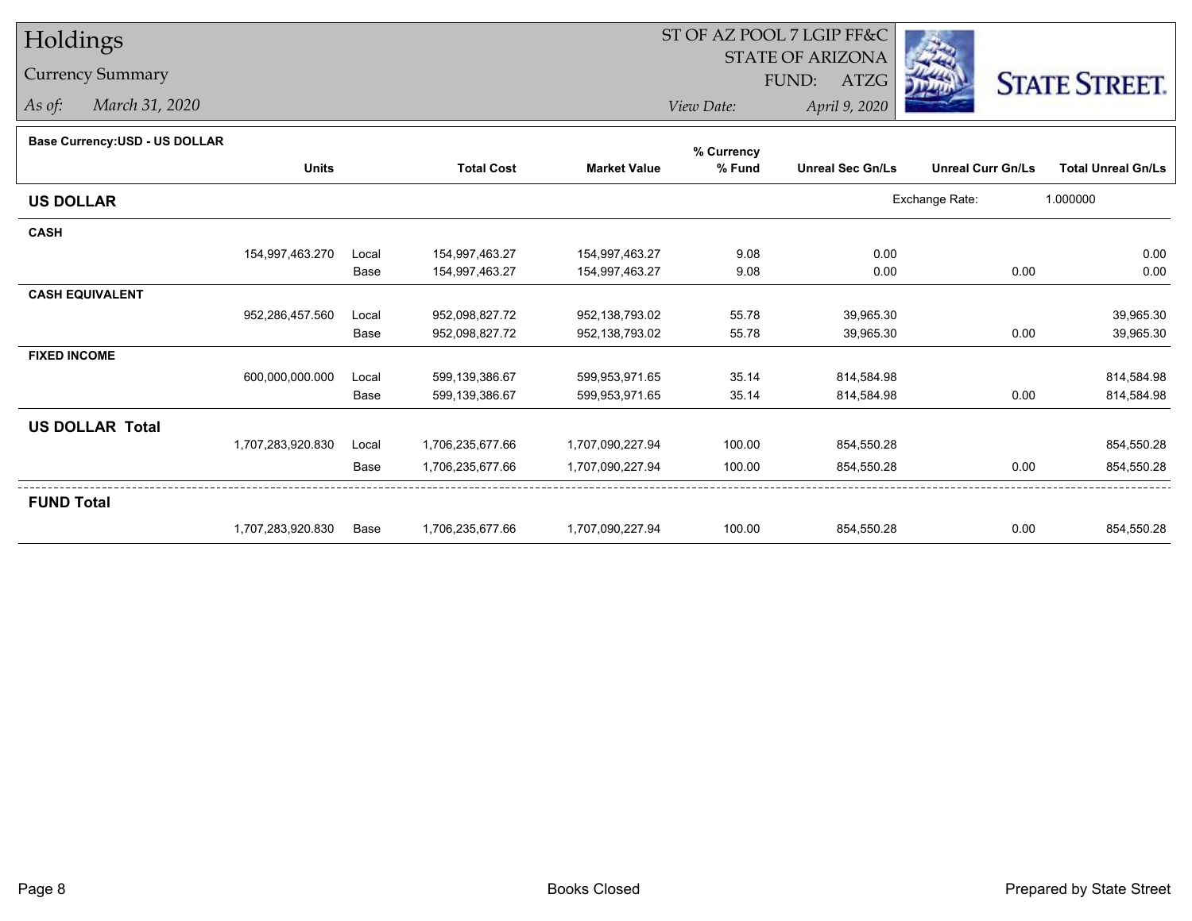# Holdings

## Currency Summary

*As of:* *March 31, 2020*

ST OF AZ POOL 7 LGIP FF&C
STATE OF ARIZONA
FUND: ATZG

*View Date:* *April 9, 2020*

STATE STREET.

**Base Currency:USD - US DOLLAR**

| | Units | | Total Cost | Market Value | % Currency % Fund | Unreal Sec Gn/Ls | Unreal Curr Gn/Ls | Total Unreal Gn/Ls |
|---|---|---|---|---|---|---|---|---|
| **US DOLLAR** | | | | | | | Exchange Rate: | 1.000000 |
| **CASH** | | | | | | | | |
| | 154,997,463.270 | Local | 154,997,463.27 | 154,997,463.27 | 9.08 | 0.00 | | 0.00 |
| | | Base | 154,997,463.27 | 154,997,463.27 | 9.08 | 0.00 | 0.00 | 0.00 |
| **CASH EQUIVALENT** | | | | | | | | |
| | 952,286,457.560 | Local | 952,098,827.72 | 952,138,793.02 | 55.78 | 39,965.30 | | 39,965.30 |
| | | Base | 952,098,827.72 | 952,138,793.02 | 55.78 | 39,965.30 | 0.00 | 39,965.30 |
| **FIXED INCOME** | | | | | | | | |
| | 600,000,000.000 | Local | 599,139,386.67 | 599,953,971.65 | 35.14 | 814,584.98 | | 814,584.98 |
| | | Base | 599,139,386.67 | 599,953,971.65 | 35.14 | 814,584.98 | 0.00 | 814,584.98 |
| **US DOLLAR Total** | | | | | | | | |
| | 1,707,283,920.830 | Local | 1,706,235,677.66 | 1,707,090,227.94 | 100.00 | 854,550.28 | | 854,550.28 |
| | | Base | 1,706,235,677.66 | 1,707,090,227.94 | 100.00 | 854,550.28 | 0.00 | 854,550.28 |
| **FUND Total** | | | | | | | | |
| | 1,707,283,920.830 | Base | 1,706,235,677.66 | 1,707,090,227.94 | 100.00 | 854,550.28 | 0.00 | 854,550.28 |

Books Closed

Prepared by State Street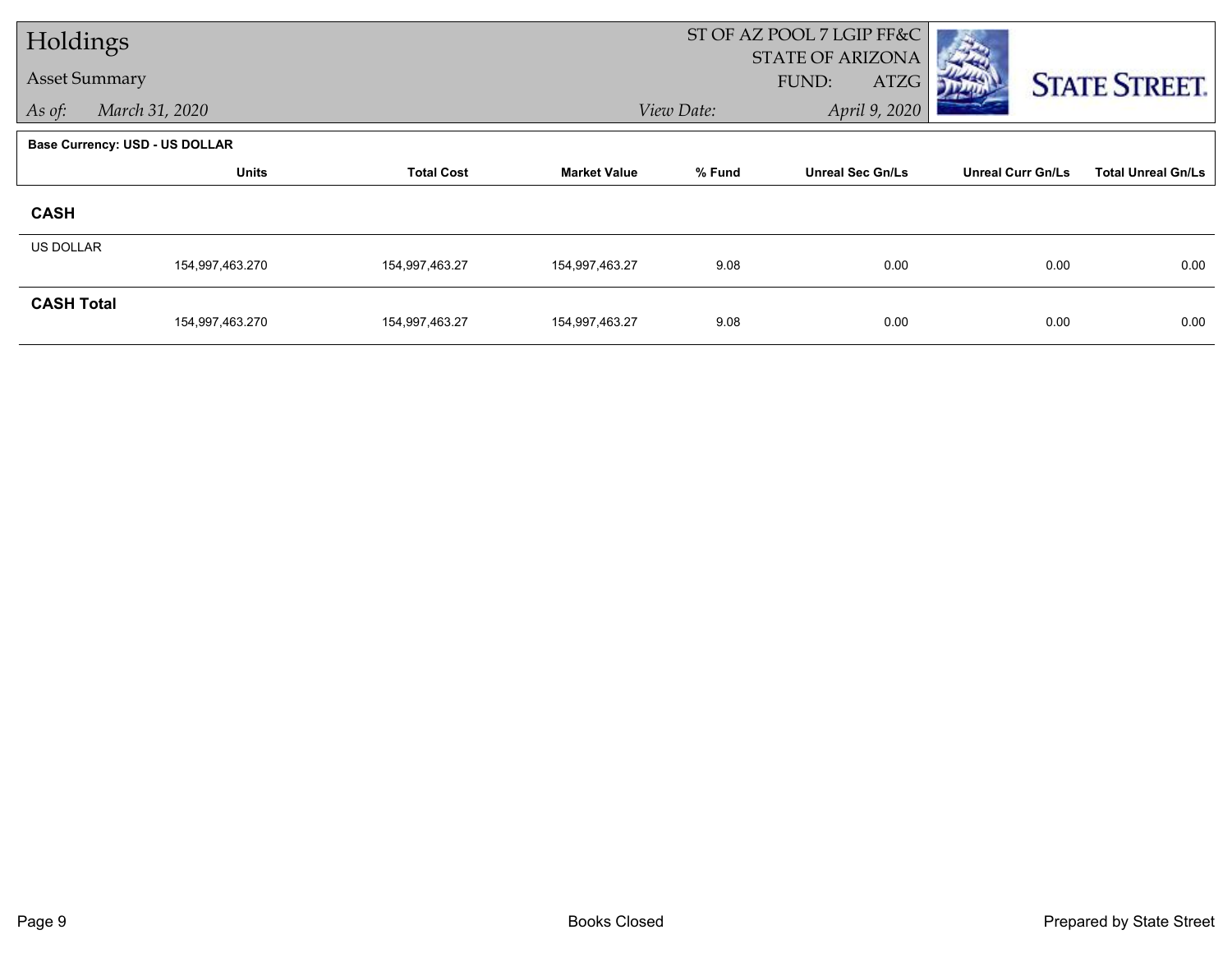# Holdings

## Asset Summary

*As of:* *March 31, 2020*

ST OF AZ POOL 7 LGIP FF&C
STATE OF ARIZONA
FUND: ATZG

*View Date:* *April 9, 2020*

STATE STREET.

**Base Currency: USD - US DOLLAR**

| | Units | Total Cost | Market Value | % Fund | Unreal Sec Gn/Ls | Unreal Curr Gn/Ls | Total Unreal Gn/Ls |
|---|---|---|---|---|---|---|---|
| **CASH** | | | | | | | |
| US DOLLAR | 154,997,463.270 | 154,997,463.27 | 154,997,463.27 | 9.08 | 0.00 | 0.00 | 0.00 |
| **CASH Total** | 154,997,463.270 | 154,997,463.27 | 154,997,463.27 | 9.08 | 0.00 | 0.00 | 0.00 |

Books Closed

Prepared by State Street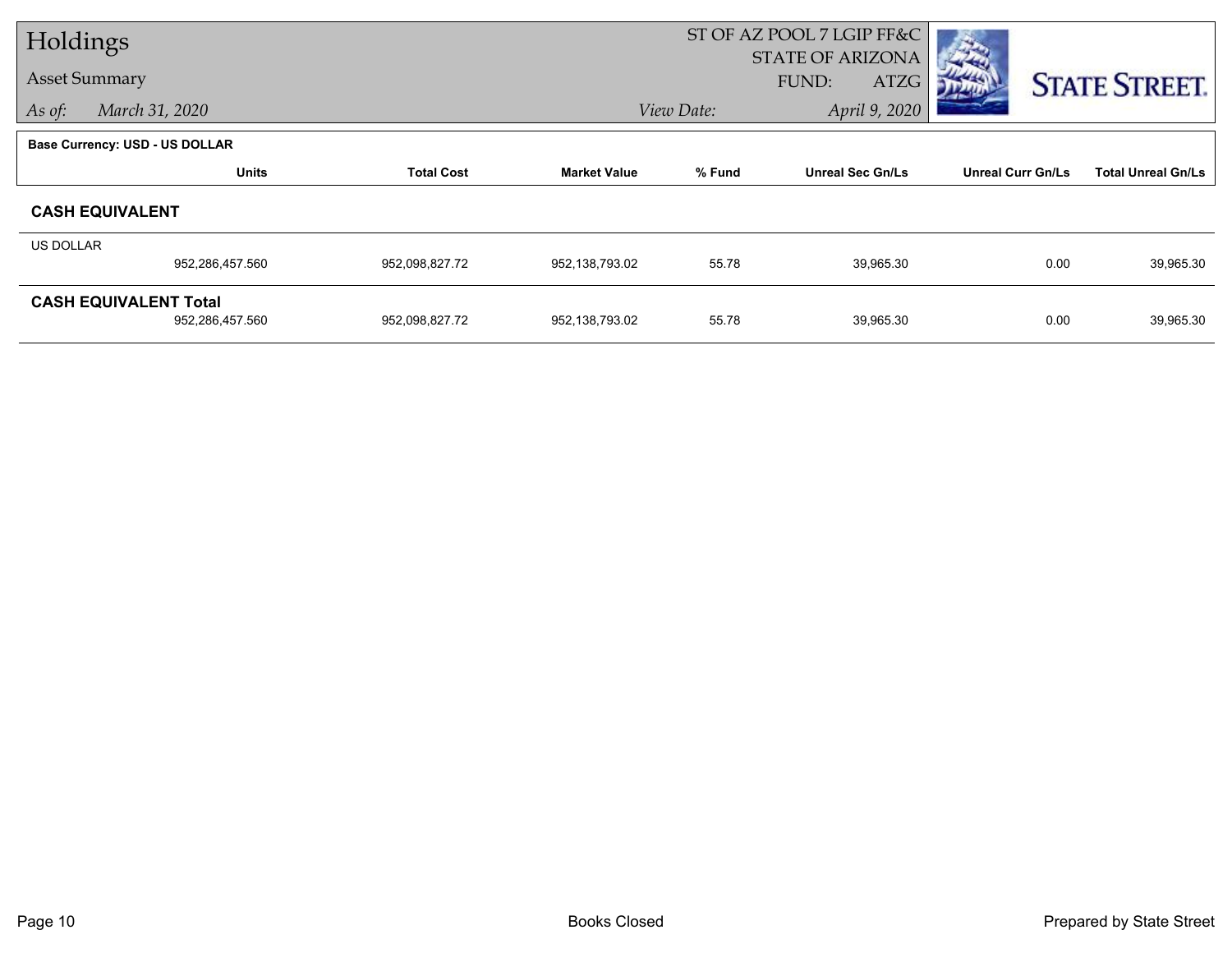# Holdings

**Asset Summary**

*As of:* March 31, 2020

ST OF AZ POOL 7 LGIP FF&C
STATE OF ARIZONA
FUND: ATZG

*View Date:* April 9, 2020

STATE STREET.

**Base Currency: USD - US DOLLAR**

| | Units | Total Cost | Market Value | % Fund | Unreal Sec Gn/Ls | Unreal Curr Gn/Ls | Total Unreal Gn/Ls |
|---|---|---|---|---|---|---|---|
| **CASH EQUIVALENT** | | | | | | | |
| US DOLLAR | 952,286,457.560 | 952,098,827.72 | 952,138,793.02 | 55.78 | 39,965.30 | 0.00 | 39,965.30 |
| **CASH EQUIVALENT Total** | 952,286,457.560 | 952,098,827.72 | 952,138,793.02 | 55.78 | 39,965.30 | 0.00 | 39,965.30 |

Books Closed

Prepared by State Street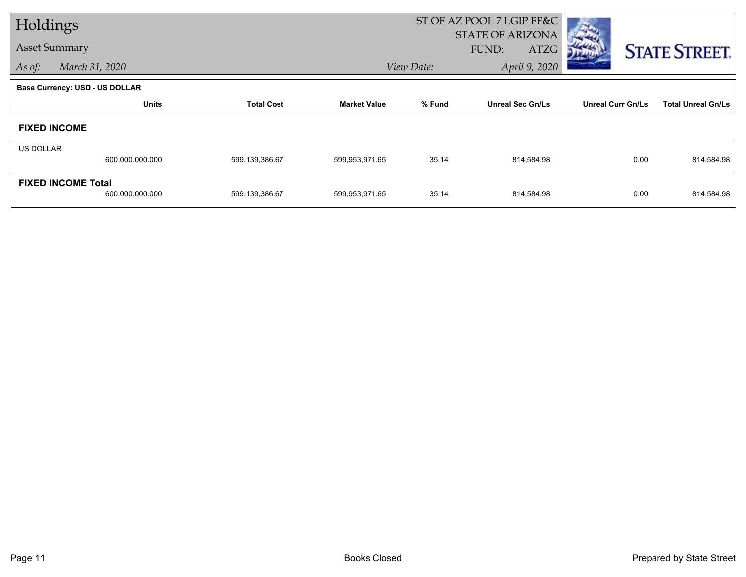# Holdings

## Asset Summary

*As of:* *March 31, 2020*

ST OF AZ POOL 7 LGIP FF&C
STATE OF ARIZONA
FUND: ATZG

*View Date:* *April 9, 2020*

STATE STREET.

**Base Currency: USD - US DOLLAR**

| | Units | Total Cost | Market Value | % Fund | Unreal Sec Gn/Ls | Unreal Curr Gn/Ls | Total Unreal Gn/Ls |
|---|---|---|---|---|---|---|---|
| **FIXED INCOME** | | | | | | | |
| US DOLLAR | 600,000,000.000 | 599,139,386.67 | 599,953,971.65 | 35.14 | 814,584.98 | 0.00 | 814,584.98 |
| **FIXED INCOME Total** | 600,000,000.000 | 599,139,386.67 | 599,953,971.65 | 35.14 | 814,584.98 | 0.00 | 814,584.98 |

Books Closed

Prepared by State Street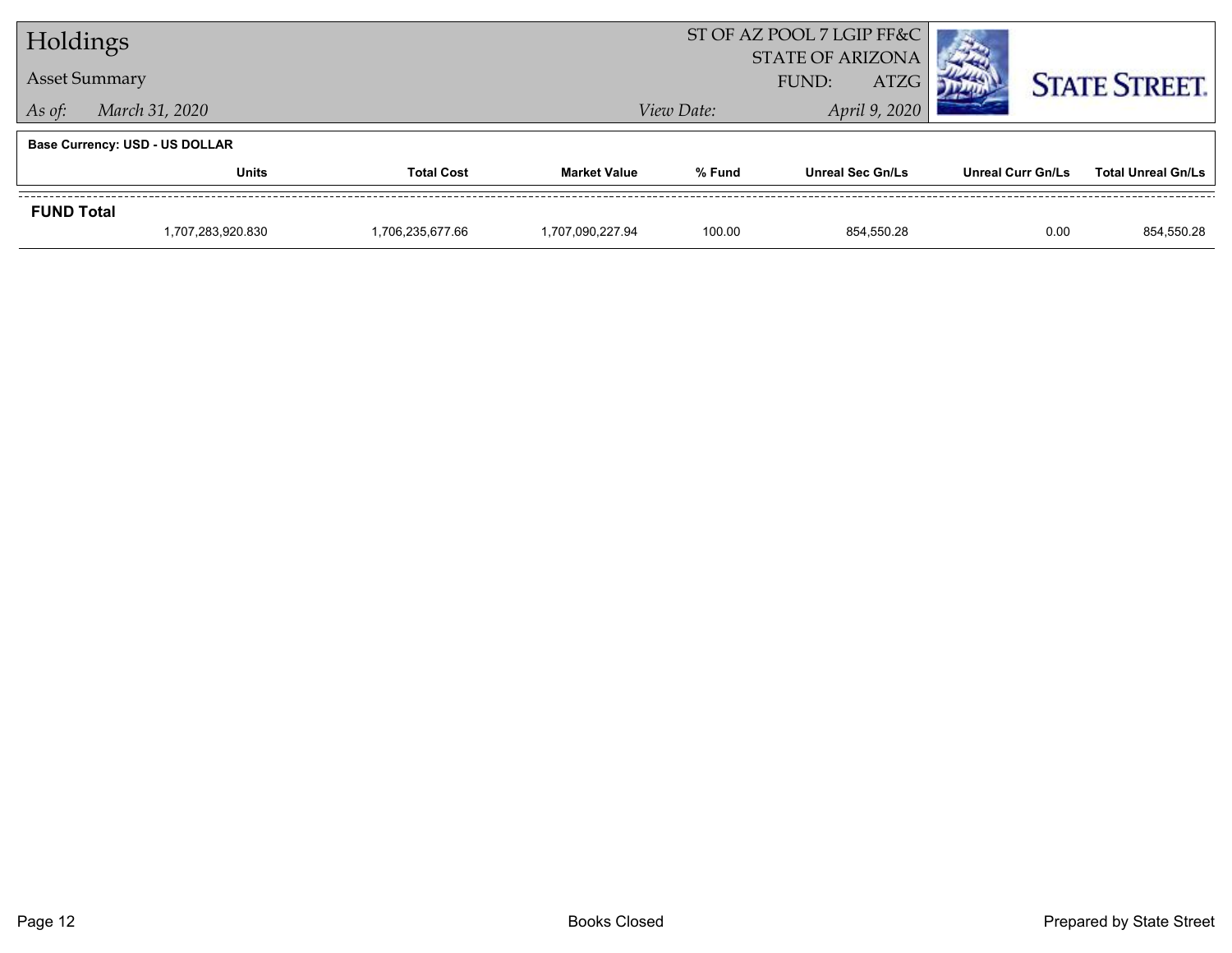# Holdings

Asset Summary

*As of:* *March 31, 2020*

ST OF AZ POOL 7 LGIP FF&C
STATE OF ARIZONA
FUND: ATZG

*View Date:* *April 9, 2020*

STATE STREET.

**Base Currency: USD - US DOLLAR**

| | Units | Total Cost | Market Value | % Fund | Unreal Sec Gn/Ls | Unreal Curr Gn/Ls | Total Unreal Gn/Ls |
|---|---|---|---|---|---|---|---|
| **FUND Total** | | | | | | | |
| | 1,707,283,920.830 | 1,706,235,677.66 | 1,707,090,227.94 | 100.00 | 854,550.28 | 0.00 | 854,550.28 |

Books Closed

Prepared by State Street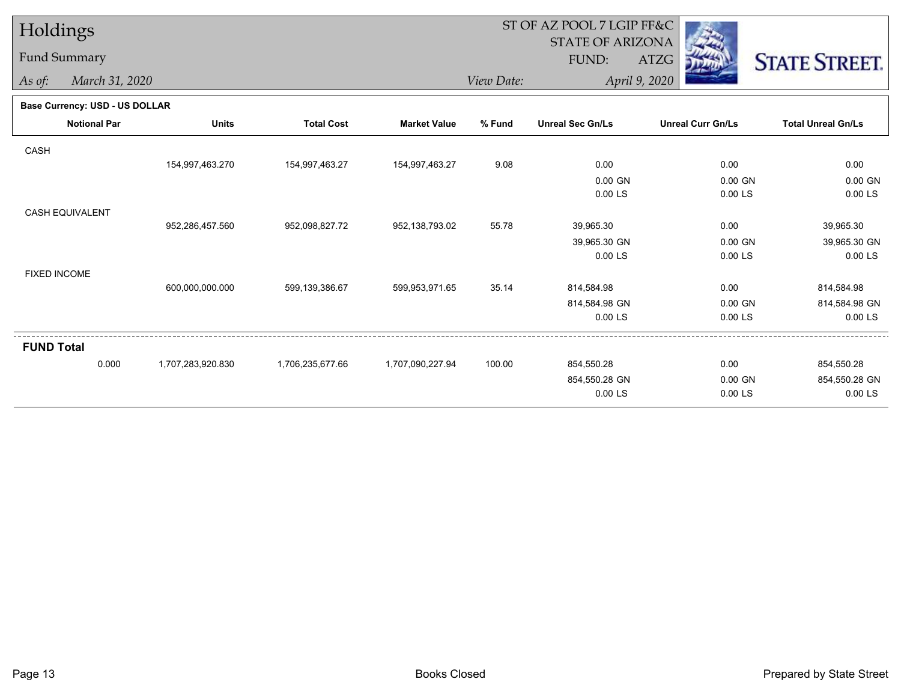# Holdings

Fund Summary

*As of:* *March 31, 2020*

ST OF AZ POOL 7 LGIP FF&C
STATE OF ARIZONA
FUND: ATZG

*View Date:* *April 9, 2020*

STATE STREET.

**Base Currency: USD - US DOLLAR**

| Notional Par | Units | Total Cost | Market Value | % Fund | Unreal Sec Gn/Ls | Unreal Curr Gn/Ls | Total Unreal Gn/Ls |
|---|---|---|---|---|---|---|---|
| CASH | | | | | | | |
| | 154,997,463.270 | 154,997,463.27 | 154,997,463.27 | 9.08 | 0.00 | 0.00 | 0.00 |
| | | | | | 0.00 GN | 0.00 GN | 0.00 GN |
| | | | | | 0.00 LS | 0.00 LS | 0.00 LS |
| CASH EQUIVALENT | | | | | | | |
| | 952,286,457.560 | 952,098,827.72 | 952,138,793.02 | 55.78 | 39,965.30 | 0.00 | 39,965.30 |
| | | | | | 39,965.30 GN | 0.00 GN | 39,965.30 GN |
| | | | | | 0.00 LS | 0.00 LS | 0.00 LS |
| FIXED INCOME | | | | | | | |
| | 600,000,000.000 | 599,139,386.67 | 599,953,971.65 | 35.14 | 814,584.98 | 0.00 | 814,584.98 |
| | | | | | 814,584.98 GN | 0.00 GN | 814,584.98 GN |
| | | | | | 0.00 LS | 0.00 LS | 0.00 LS |
| **FUND Total** | | | | | | | |
| 0.000 | 1,707,283,920.830 | 1,706,235,677.66 | 1,707,090,227.94 | 100.00 | 854,550.28 | 0.00 | 854,550.28 |
| | | | | | 854,550.28 GN | 0.00 GN | 854,550.28 GN |
| | | | | | 0.00 LS | 0.00 LS | 0.00 LS |

Books Closed

Prepared by State Street